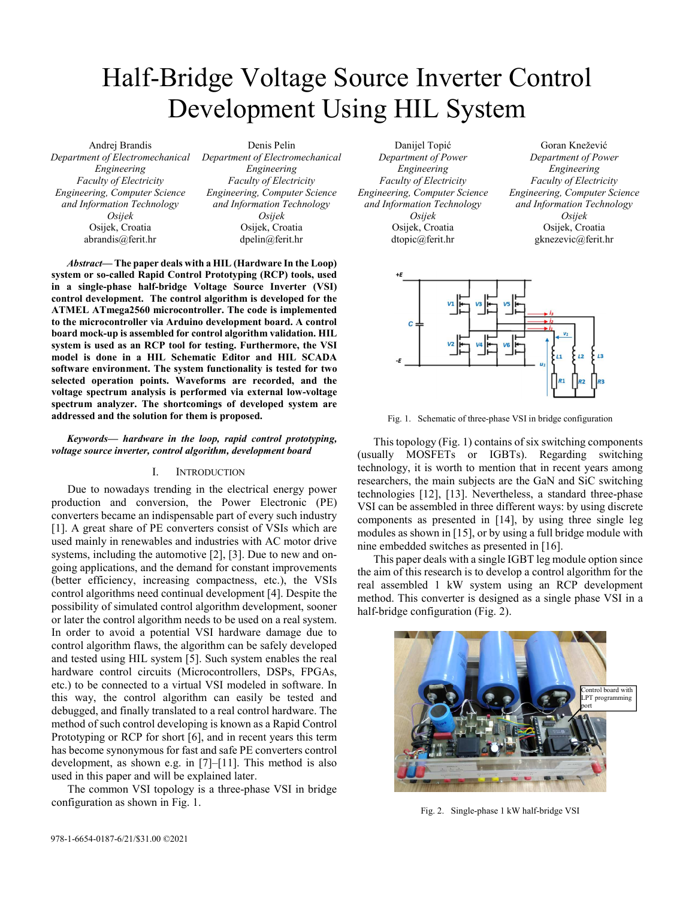# Half-Bridge Voltage Source Inverter Control Development Using HIL System

Andrej Brandis
*Department of Electromechanical Engineering*
*Faculty of Electricity Engineering, Computer Science and Information Technology Osijek*
Osijek, Croatia
abrandis@ferit.hr

Denis Pelin
*Department of Electromechanical Engineering*
*Faculty of Electricity Engineering, Computer Science and Information Technology Osijek*
Osijek, Croatia
dpelin@ferit.hr

Danijel Topić
*Department of Power Engineering*
*Faculty of Electricity Engineering, Computer Science and Information Technology Osijek*
Osijek, Croatia
dtopic@ferit.hr

Goran Knežević
*Department of Power Engineering*
*Faculty of Electricity Engineering, Computer Science and Information Technology Osijek*
Osijek, Croatia
gknezevic@ferit.hr

***Abstract*— The paper deals with a HIL (Hardware In the Loop) system or so-called Rapid Control Prototyping (RCP) tools, used in a single-phase half-bridge Voltage Source Inverter (VSI) control development. The control algorithm is developed for the ATMEL ATmega2560 microcontroller. The code is implemented to the microcontroller via Arduino development board. A control board mock-up is assembled for control algorithm validation. HIL system is used as an RCP tool for testing. Furthermore, the VSI model is done in a HIL Schematic Editor and HIL SCADA software environment. The system functionality is tested for two selected operation points. Waveforms are recorded, and the voltage spectrum analysis is performed via external low-voltage spectrum analyzer. The shortcomings of developed system are addressed and the solution for them is proposed.**

***Keywords— hardware in the loop, rapid control prototyping, voltage source inverter, control algorithm, development board***

## I. Introduction

Due to nowadays trending in the electrical energy power production and conversion, the Power Electronic (PE) converters became an indispensable part of every such industry [1]. A great share of PE converters consist of VSIs which are used mainly in renewables and industries with AC motor drive systems, including the automotive [2], [3]. Due to new and on-going applications, and the demand for constant improvements (better efficiency, increasing compactness, etc.), the VSIs control algorithms need continual development [4]. Despite the possibility of simulated control algorithm development, sooner or later the control algorithm needs to be used on a real system. In order to avoid a potential VSI hardware damage due to control algorithm flaws, the algorithm can be safely developed and tested using HIL system [5]. Such system enables the real hardware control circuits (Microcontrollers, DSPs, FPGAs, etc.) to be connected to a virtual VSI modeled in software. In this way, the control algorithm can easily be tested and debugged, and finally translated to a real control hardware. The method of such control developing is known as a Rapid Control Prototyping or RCP for short [6], and in recent years this term has become synonymous for fast and safe PE converters control development, as shown e.g. in [7]–[11]. This method is also used in this paper and will be explained later.

The common VSI topology is a three-phase VSI in bridge configuration as shown in Fig. 1.

Fig. 1. Schematic of three-phase VSI in bridge configuration

This topology (Fig. 1) contains of six switching components (usually MOSFETs or IGBTs). Regarding switching technology, it is worth to mention that in recent years among researchers, the main subjects are the GaN and SiC switching technologies [12], [13]. Nevertheless, a standard three-phase VSI can be assembled in three different ways: by using discrete components as presented in [14], by using three single leg modules as shown in [15], or by using a full bridge module with nine embedded switches as presented in [16].

This paper deals with a single IGBT leg module option since the aim of this research is to develop a control algorithm for the real assembled 1 kW system using an RCP development method. This converter is designed as a single phase VSI in a half-bridge configuration (Fig. 2).

Control board with LPT programming port

Fig. 2. Single-phase 1 kW half-bridge VSI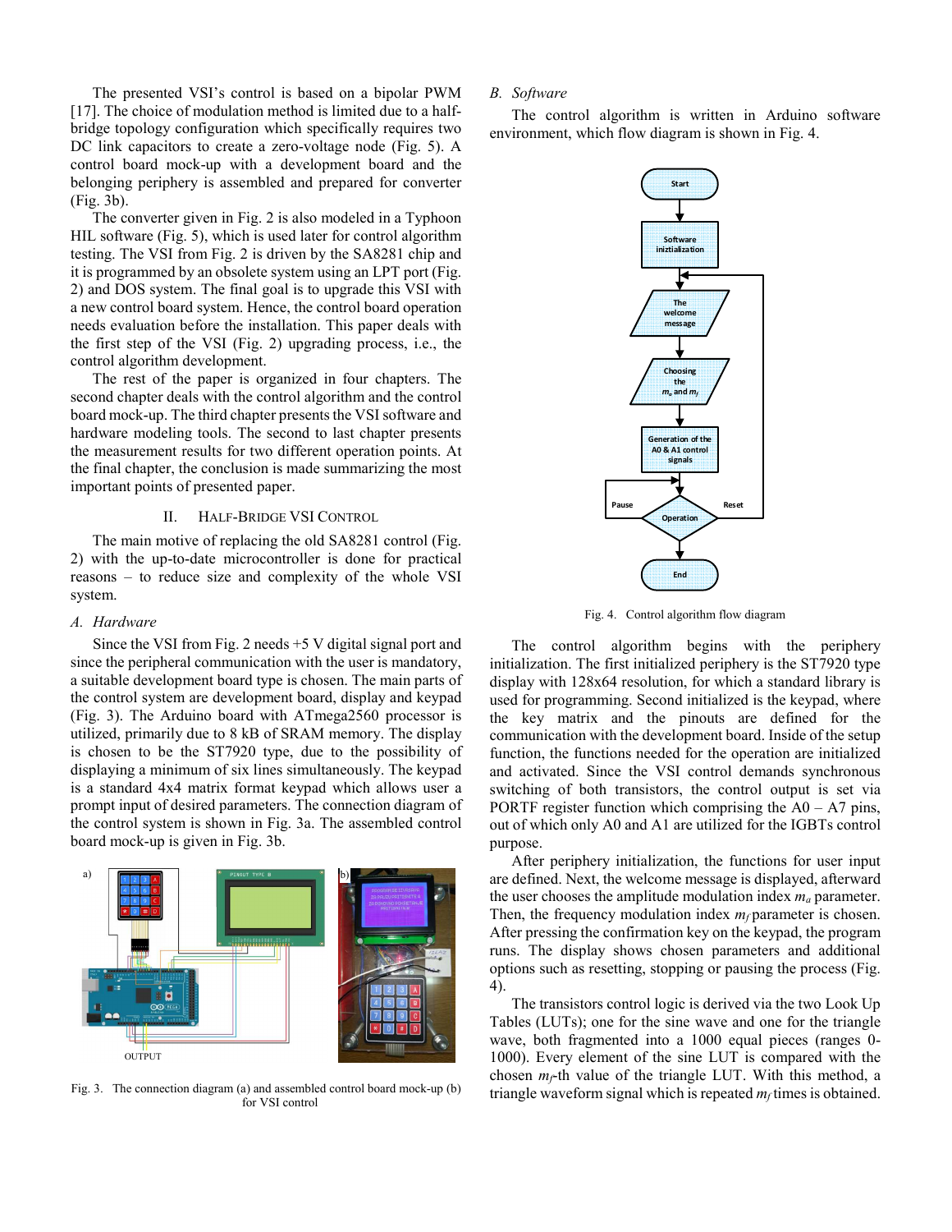The presented VSI's control is based on a bipolar PWM [17]. The choice of modulation method is limited due to a half-bridge topology configuration which specifically requires two DC link capacitors to create a zero-voltage node (Fig. 5). A control board mock-up with a development board and the belonging periphery is assembled and prepared for converter (Fig. 3b).

The converter given in Fig. 2 is also modeled in a Typhoon HIL software (Fig. 5), which is used later for control algorithm testing. The VSI from Fig. 2 is driven by the SA8281 chip and it is programmed by an obsolete system using an LPT port (Fig. 2) and DOS system. The final goal is to upgrade this VSI with a new control board system. Hence, the control board operation needs evaluation before the installation. This paper deals with the first step of the VSI (Fig. 2) upgrading process, i.e., the control algorithm development.

The rest of the paper is organized in four chapters. The second chapter deals with the control algorithm and the control board mock-up. The third chapter presents the VSI software and hardware modeling tools. The second to last chapter presents the measurement results for two different operation points. At the final chapter, the conclusion is made summarizing the most important points of presented paper.

## II. Half-Bridge VSI Control

The main motive of replacing the old SA8281 control (Fig. 2) with the up-to-date microcontroller is done for practical reasons – to reduce size and complexity of the whole VSI system.

### A. Hardware

Since the VSI from Fig. 2 needs +5 V digital signal port and since the peripheral communication with the user is mandatory, a suitable development board type is chosen. The main parts of the control system are development board, display and keypad (Fig. 3). The Arduino board with ATmega2560 processor is utilized, primarily due to 8 kB of SRAM memory. The display is chosen to be the ST7920 type, due to the possibility of displaying a minimum of six lines simultaneously. The keypad is a standard 4x4 matrix format keypad which allows user a prompt input of desired parameters. The connection diagram of the control system is shown in Fig. 3a. The assembled control board mock-up is given in Fig. 3b.

Fig. 3. The connection diagram (a) and assembled control board mock-up (b) for VSI control

### B. Software

The control algorithm is written in Arduino software environment, which flow diagram is shown in Fig. 4.

Fig. 4. Control algorithm flow diagram

The control algorithm begins with the periphery initialization. The first initialized periphery is the ST7920 type display with 128x64 resolution, for which a standard library is used for programming. Second initialized is the keypad, where the key matrix and the pinouts are defined for the communication with the development board. Inside of the setup function, the functions needed for the operation are initialized and activated. Since the VSI control demands synchronous switching of both transistors, the control output is set via PORTF register function which comprising the A0 – A7 pins, out of which only A0 and A1 are utilized for the IGBTs control purpose.

After periphery initialization, the functions for user input are defined. Next, the welcome message is displayed, afterward the user chooses the amplitude modulation index $m_a$ parameter. Then, the frequency modulation index $m_f$ parameter is chosen. After pressing the confirmation key on the keypad, the program runs. The display shows chosen parameters and additional options such as resetting, stopping or pausing the process (Fig. 4).

The transistors control logic is derived via the two Look Up Tables (LUTs); one for the sine wave and one for the triangle wave, both fragmented into a 1000 equal pieces (ranges 0-1000). Every element of the sine LUT is compared with the chosen $m_f$-th value of the triangle LUT. With this method, a triangle waveform signal which is repeated $m_f$ times is obtained.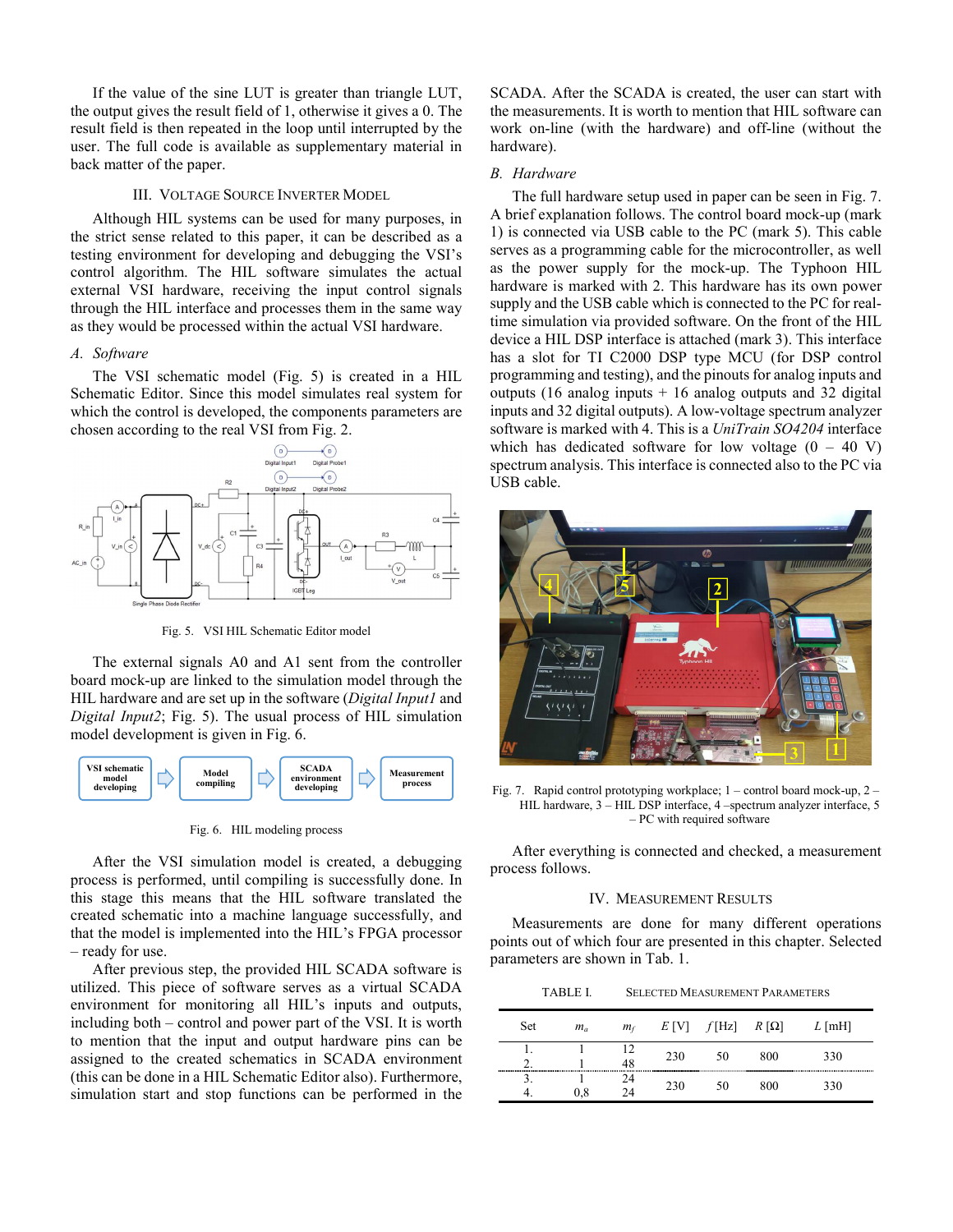If the value of the sine LUT is greater than triangle LUT, the output gives the result field of 1, otherwise it gives a 0. The result field is then repeated in the loop until interrupted by the user. The full code is available as supplementary material in back matter of the paper.

## III. Voltage Source Inverter Model

Although HIL systems can be used for many purposes, in the strict sense related to this paper, it can be described as a testing environment for developing and debugging the VSI's control algorithm. The HIL software simulates the actual external VSI hardware, receiving the input control signals through the HIL interface and processes them in the same way as they would be processed within the actual VSI hardware.

### A. *Software*

The VSI schematic model (Fig. 5) is created in a HIL Schematic Editor. Since this model simulates real system for which the control is developed, the components parameters are chosen according to the real VSI from Fig. 2.

Fig. 5. VSI HIL Schematic Editor model

The external signals A0 and A1 sent from the controller board mock-up are linked to the simulation model through the HIL hardware and are set up in the software (*Digital Input1* and *Digital Input2*; Fig. 5). The usual process of HIL simulation model development is given in Fig. 6.

Fig. 6. HIL modeling process

After the VSI simulation model is created, a debugging process is performed, until compiling is successfully done. In this stage this means that the HIL software translated the created schematic into a machine language successfully, and that the model is implemented into the HIL's FPGA processor – ready for use.

After previous step, the provided HIL SCADA software is utilized. This piece of software serves as a virtual SCADA environment for monitoring all HIL's inputs and outputs, including both – control and power part of the VSI. It is worth to mention that the input and output hardware pins can be assigned to the created schematics in SCADA environment (this can be done in a HIL Schematic Editor also). Furthermore, simulation start and stop functions can be performed in the SCADA. After the SCADA is created, the user can start with the measurements. It is worth to mention that HIL software can work on-line (with the hardware) and off-line (without the hardware).

### B. *Hardware*

The full hardware setup used in paper can be seen in Fig. 7. A brief explanation follows. The control board mock-up (mark 1) is connected via USB cable to the PC (mark 5). This cable serves as a programming cable for the microcontroller, as well as the power supply for the mock-up. The Typhoon HIL hardware is marked with 2. This hardware has its own power supply and the USB cable which is connected to the PC for real-time simulation via provided software. On the front of the HIL device a HIL DSP interface is attached (mark 3). This interface has a slot for TI C2000 DSP type MCU (for DSP control programming and testing), and the pinouts for analog inputs and outputs (16 analog inputs + 16 analog outputs and 32 digital inputs and 32 digital outputs). A low-voltage spectrum analyzer software is marked with 4. This is a *UniTrain SO4204* interface which has dedicated software for low voltage (0 – 40 V) spectrum analysis. This interface is connected also to the PC via USB cable.

Fig. 7. Rapid control prototyping workplace; 1 – control board mock-up, 2 – HIL hardware, 3 – HIL DSP interface, 4 –spectrum analyzer interface, 5 – PC with required software

After everything is connected and checked, a measurement process follows.

## IV. Measurement Results

Measurements are done for many different operations points out of which four are presented in this chapter. Selected parameters are shown in Tab. 1.

TABLE I. Selected Measurement Parameters

| Set | $m_a$ | $m_f$ | $E$ [V] | $f$ [Hz] | $R$ [Ω] | $L$ [mH] |
|---|---|---|---|---|---|---|
| 1. | 1 | 12 | 230 | 50 | 800 | 330 |
| 2. | 1 | 48 | | | | |
| 3. | 1 | 24 | 230 | 50 | 800 | 330 |
| 4. | 0,8 | 24 | | | | |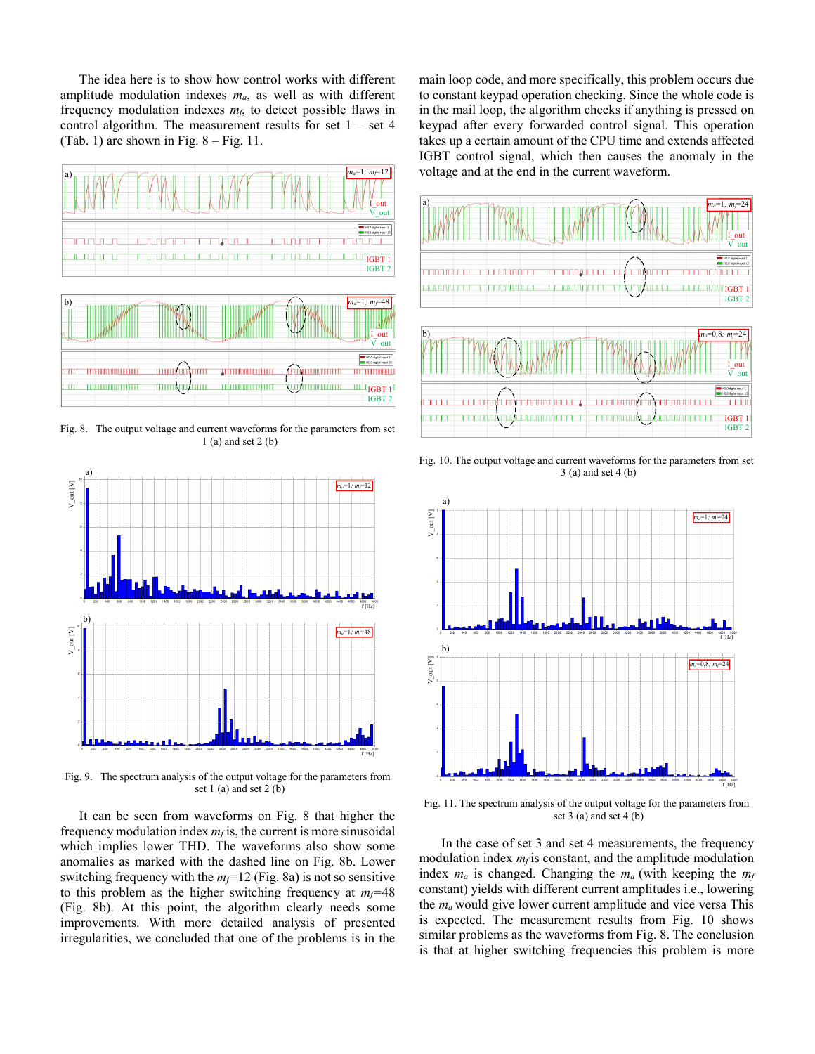The idea here is to show how control works with different amplitude modulation indexes $m_a$, as well as with different frequency modulation indexes $m_f$, to detect possible flaws in control algorithm. The measurement results for set 1 – set 4 (Tab. 1) are shown in Fig. 8 – Fig. 11.

Fig. 8. The output voltage and current waveforms for the parameters from set 1 (a) and set 2 (b)

Fig. 9. The spectrum analysis of the output voltage for the parameters from set 1 (a) and set 2 (b)

It can be seen from waveforms on Fig. 8 that higher the frequency modulation index $m_f$ is, the current is more sinusoidal which implies lower THD. The waveforms also show some anomalies as marked with the dashed line on Fig. 8b. Lower switching frequency with the $m_f$=12 (Fig. 8a) is not so sensitive to this problem as the higher switching frequency at $m_f$=48 (Fig. 8b). At this point, the algorithm clearly needs some improvements. With more detailed analysis of presented irregularities, we concluded that one of the problems is in the main loop code, and more specifically, this problem occurs due to constant keypad operation checking. Since the whole code is in the mail loop, the algorithm checks if anything is pressed on keypad after every forwarded control signal. This operation takes up a certain amount of the CPU time and extends affected IGBT control signal, which then causes the anomaly in the voltage and at the end in the current waveform.

Fig. 10. The output voltage and current waveforms for the parameters from set 3 (a) and set 4 (b)

Fig. 11. The spectrum analysis of the output voltage for the parameters from set 3 (a) and set 4 (b)

In the case of set 3 and set 4 measurements, the frequency modulation index $m_f$ is constant, and the amplitude modulation index $m_a$ is changed. Changing the $m_a$ (with keeping the $m_f$ constant) yields with different current amplitudes i.e., lowering the $m_a$ would give lower current amplitude and vice versa This is expected. The measurement results from Fig. 10 shows similar problems as the waveforms from Fig. 8. The conclusion is that at higher switching frequencies this problem is more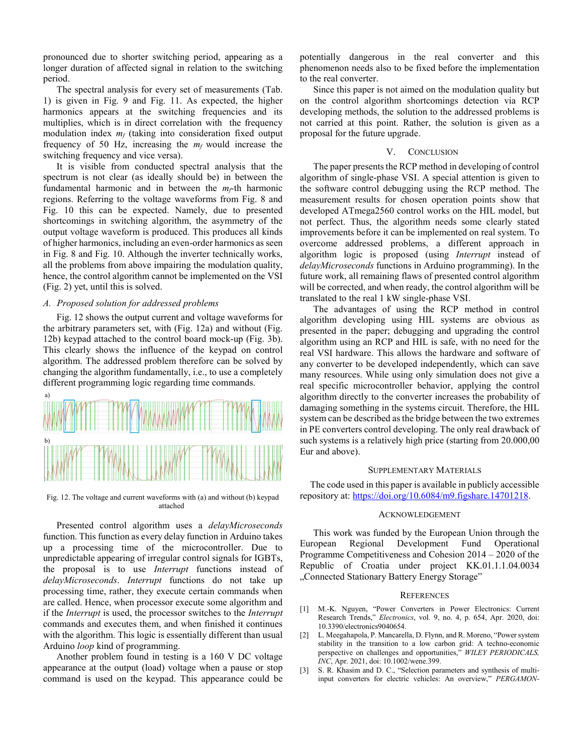pronounced due to shorter switching period, appearing as a longer duration of affected signal in relation to the switching period.

The spectral analysis for every set of measurements (Tab. 1) is given in Fig. 9 and Fig. 11. As expected, the higher harmonics appears at the switching frequencies and its multiplies, which is in direct correlation with the frequency modulation index $m_f$ (taking into consideration fixed output frequency of 50 Hz, increasing the $m_f$ would increase the switching frequency and vice versa).

It is visible from conducted spectral analysis that the spectrum is not clear (as ideally should be) in between the fundamental harmonic and in between the $m_f$-th harmonic regions. Referring to the voltage waveforms from Fig. 8 and Fig. 10 this can be expected. Namely, due to presented shortcomings in switching algorithm, the asymmetry of the output voltage waveform is produced. This produces all kinds of higher harmonics, including an even-order harmonics as seen in Fig. 8 and Fig. 10. Although the inverter technically works, all the problems from above impairing the modulation quality, hence, the control algorithm cannot be implemented on the VSI (Fig. 2) yet, until this is solved.

### *A. Proposed solution for addressed problems*

Fig. 12 shows the output current and voltage waveforms for the arbitrary parameters set, with (Fig. 12a) and without (Fig. 12b) keypad attached to the control board mock-up (Fig. 3b). This clearly shows the influence of the keypad on control algorithm. The addressed problem therefore can be solved by changing the algorithm fundamentally, i.e., to use a completely different programming logic regarding time commands.

Fig. 12. The voltage and current waveforms with (a) and without (b) keypad attached

Presented control algorithm uses a *delayMicroseconds* function. This function as every delay function in Arduino takes up a processing time of the microcontroller. Due to unpredictable appearing of irregular control signals for IGBTs, the proposal is to use *Interrupt* functions instead of *delayMicroseconds*. *Interrupt* functions do not take up processing time, rather, they execute certain commands when are called. Hence, when processor execute some algorithm and if the *Interrupt* is used, the processor switches to the *Interrupt* commands and executes them, and when finished it continues with the algorithm. This logic is essentially different than usual Arduino *loop* kind of programming.

Another problem found in testing is a 160 V DC voltage appearance at the output (load) voltage when a pause or stop command is used on the keypad. This appearance could be potentially dangerous in the real converter and this phenomenon needs also to be fixed before the implementation to the real converter.

Since this paper is not aimed on the modulation quality but on the control algorithm shortcomings detection via RCP developing methods, the solution to the addressed problems is not carried at this point. Rather, the solution is given as a proposal for the future upgrade.

## V. Conclusion

The paper presents the RCP method in developing of control algorithm of single-phase VSI. A special attention is given to the software control debugging using the RCP method. The measurement results for chosen operation points show that developed ATmega2560 control works on the HIL model, but not perfect. Thus, the algorithm needs some clearly stated improvements before it can be implemented on real system. To overcome addressed problems, a different approach in algorithm logic is proposed (using *Interrupt* instead of *delayMicroseconds* functions in Arduino programming). In the future work, all remaining flaws of presented control algorithm will be corrected, and when ready, the control algorithm will be translated to the real 1 kW single-phase VSI.

The advantages of using the RCP method in control algorithm developing using HIL systems are obvious as presented in the paper; debugging and upgrading the control algorithm using an RCP and HIL is safe, with no need for the real VSI hardware. This allows the hardware and software of any converter to be developed independently, which can save many resources. While using only simulation does not give a real specific microcontroller behavior, applying the control algorithm directly to the converter increases the probability of damaging something in the systems circuit. Therefore, the HIL system can be described as the bridge between the two extremes in PE converters control developing. The only real drawback of such systems is a relatively high price (starting from 20.000,00 Eur and above).

## Supplementary Materials

The code used in this paper is available in publicly accessible repository at: https://doi.org/10.6084/m9.figshare.14701218.

## Acknowledgement

This work was funded by the European Union through the European Regional Development Fund Operational Programme Competitiveness and Cohesion 2014 – 2020 of the Republic of Croatia under project KK.01.1.1.04.0034 „Connected Stationary Battery Energy Storage"

## References

[1] M.-K. Nguyen, "Power Converters in Power Electronics: Current Research Trends," *Electronics*, vol. 9, no. 4, p. 654, Apr. 2020, doi: 10.3390/electronics9040654.

[2] L. Meegahapola, P. Mancarella, D. Flynn, and R. Moreno, "Power system stability in the transition to a low carbon grid: A techno-economic perspective on challenges and opportunities," *WILEY PERIODICALS, INC*, Apr. 2021, doi: 10.1002/wene.399.

[3] S. R. Khasim and D. C., "Selection parameters and synthesis of multi-input converters for electric vehicles: An overview," *PERGAMON-*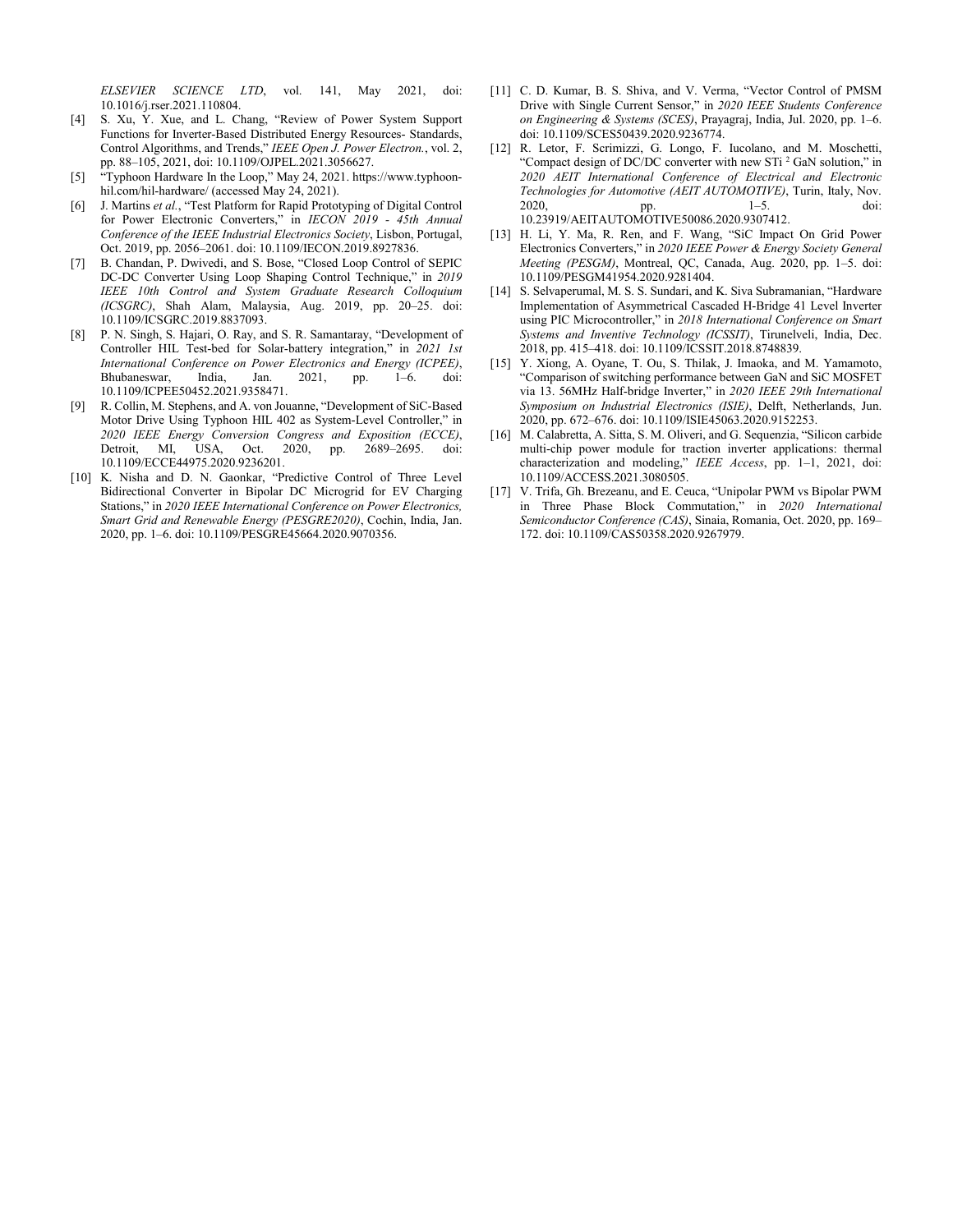*ELSEVIER SCIENCE LTD*, vol. 141, May 2021, doi: 10.1016/j.rser.2021.110804.

[4] S. Xu, Y. Xue, and L. Chang, "Review of Power System Support Functions for Inverter-Based Distributed Energy Resources- Standards, Control Algorithms, and Trends," *IEEE Open J. Power Electron.*, vol. 2, pp. 88–105, 2021, doi: 10.1109/OJPEL.2021.3056627.

[5] "Typhoon Hardware In the Loop," May 24, 2021. https://www.typhoon-hil.com/hil-hardware/ (accessed May 24, 2021).

[6] J. Martins *et al.*, "Test Platform for Rapid Prototyping of Digital Control for Power Electronic Converters," in *IECON 2019 - 45th Annual Conference of the IEEE Industrial Electronics Society*, Lisbon, Portugal, Oct. 2019, pp. 2056–2061. doi: 10.1109/IECON.2019.8927836.

[7] B. Chandan, P. Dwivedi, and S. Bose, "Closed Loop Control of SEPIC DC-DC Converter Using Loop Shaping Control Technique," in *2019 IEEE 10th Control and System Graduate Research Colloquium (ICSGRC)*, Shah Alam, Malaysia, Aug. 2019, pp. 20–25. doi: 10.1109/ICSGRC.2019.8837093.

[8] P. N. Singh, S. Hajari, O. Ray, and S. R. Samantaray, "Development of Controller HIL Test-bed for Solar-battery integration," in *2021 1st International Conference on Power Electronics and Energy (ICPEE)*, Bhubaneswar, India, Jan. 2021, pp. 1–6. doi: 10.1109/ICPEE50452.2021.9358471.

[9] R. Collin, M. Stephens, and A. von Jouanne, "Development of SiC-Based Motor Drive Using Typhoon HIL 402 as System-Level Controller," in *2020 IEEE Energy Conversion Congress and Exposition (ECCE)*, Detroit, MI, USA, Oct. 2020, pp. 2689–2695. doi: 10.1109/ECCE44975.2020.9236201.

[10] K. Nisha and D. N. Gaonkar, "Predictive Control of Three Level Bidirectional Converter in Bipolar DC Microgrid for EV Charging Stations," in *2020 IEEE International Conference on Power Electronics, Smart Grid and Renewable Energy (PESGRE2020)*, Cochin, India, Jan. 2020, pp. 1–6. doi: 10.1109/PESGRE45664.2020.9070356.

[11] C. D. Kumar, B. S. Shiva, and V. Verma, "Vector Control of PMSM Drive with Single Current Sensor," in *2020 IEEE Students Conference on Engineering & Systems (SCES)*, Prayagraj, India, Jul. 2020, pp. 1–6. doi: 10.1109/SCES50439.2020.9236774.

[12] R. Letor, F. Scrimizzi, G. Longo, F. Iucolano, and M. Moschetti, "Compact design of DC/DC converter with new STi $^2$ GaN solution," in *2020 AEIT International Conference of Electrical and Electronic Technologies for Automotive (AEIT AUTOMOTIVE)*, Turin, Italy, Nov. 2020, pp. 1–5. doi: 10.23919/AEITAUTOMOTIVE50086.2020.9307412.

[13] H. Li, Y. Ma, R. Ren, and F. Wang, "SiC Impact On Grid Power Electronics Converters," in *2020 IEEE Power & Energy Society General Meeting (PESGM)*, Montreal, QC, Canada, Aug. 2020, pp. 1–5. doi: 10.1109/PESGM41954.2020.9281404.

[14] S. Selvaperumal, M. S. S. Sundari, and K. Siva Subramanian, "Hardware Implementation of Asymmetrical Cascaded H-Bridge 41 Level Inverter using PIC Microcontroller," in *2018 International Conference on Smart Systems and Inventive Technology (ICSSIT)*, Tirunelveli, India, Dec. 2018, pp. 415–418. doi: 10.1109/ICSSIT.2018.8748839.

[15] Y. Xiong, A. Oyane, T. Ou, S. Thilak, J. Imaoka, and M. Yamamoto, "Comparison of switching performance between GaN and SiC MOSFET via 13. 56MHz Half-bridge Inverter," in *2020 IEEE 29th International Symposium on Industrial Electronics (ISIE)*, Delft, Netherlands, Jun. 2020, pp. 672–676. doi: 10.1109/ISIE45063.2020.9152253.

[16] M. Calabretta, A. Sitta, S. M. Oliveri, and G. Sequenzia, "Silicon carbide multi-chip power module for traction inverter applications: thermal characterization and modeling," *IEEE Access*, pp. 1–1, 2021, doi: 10.1109/ACCESS.2021.3080505.

[17] V. Trifa, Gh. Brezeanu, and E. Ceuca, "Unipolar PWM vs Bipolar PWM in Three Phase Block Commutation," in *2020 International Semiconductor Conference (CAS)*, Sinaia, Romania, Oct. 2020, pp. 169–172. doi: 10.1109/CAS50358.2020.9267979.